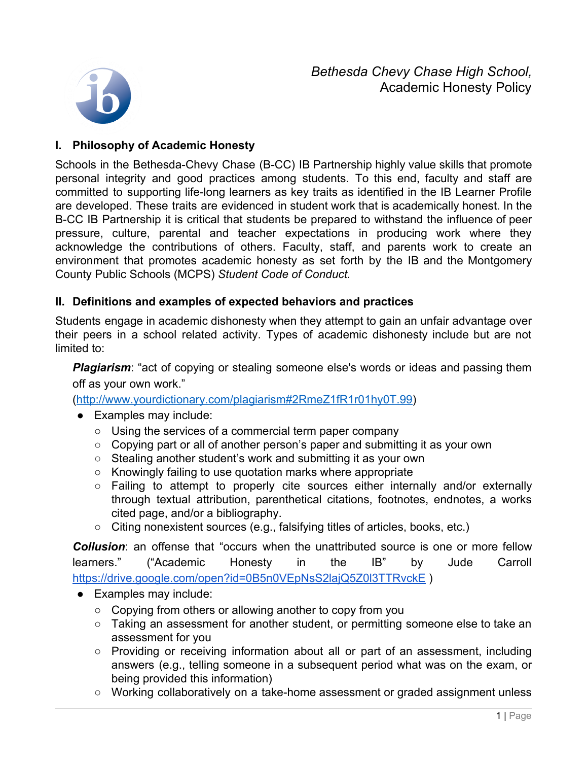*Bethesda Chevy Chase High School,*
Academic Honesty Policy

## I. Philosophy of Academic Honesty

Schools in the Bethesda-Chevy Chase (B-CC) IB Partnership highly value skills that promote personal integrity and good practices among students. To this end, faculty and staff are committed to supporting life-long learners as key traits as identified in the IB Learner Profile are developed. These traits are evidenced in student work that is academically honest. In the B-CC IB Partnership it is critical that students be prepared to withstand the influence of peer pressure, culture, parental and teacher expectations in producing work where they acknowledge the contributions of others. Faculty, staff, and parents work to create an environment that promotes academic honesty as set forth by the IB and the Montgomery County Public Schools (MCPS) *Student Code of Conduct.*

## II. Definitions and examples of expected behaviors and practices

Students engage in academic dishonesty when they attempt to gain an unfair advantage over their peers in a school related activity. Types of academic dishonesty include but are not limited to:

***Plagiarism***: "act of copying or stealing someone else's words or ideas and passing them off as your own work." (http://www.yourdictionary.com/plagiarism#2RmeZ1fR1r01hy0T.99)

- Examples may include:
  - Using the services of a commercial term paper company
  - Copying part or all of another person's paper and submitting it as your own
  - Stealing another student's work and submitting it as your own
  - Knowingly failing to use quotation marks where appropriate
  - Failing to attempt to properly cite sources either internally and/or externally through textual attribution, parenthetical citations, footnotes, endnotes, a works cited page, and/or a bibliography.
  - Citing nonexistent sources (e.g., falsifying titles of articles, books, etc.)

***Collusion***: an offense that "occurs when the unattributed source is one or more fellow learners." ("Academic Honesty in the IB" by Jude Carroll https://drive.google.com/open?id=0B5n0VEpNsS2lajQ5Z0l3TTRvckE )

- Examples may include:
  - Copying from others or allowing another to copy from you
  - Taking an assessment for another student, or permitting someone else to take an assessment for you
  - Providing or receiving information about all or part of an assessment, including answers (e.g., telling someone in a subsequent period what was on the exam, or being provided this information)
  - Working collaboratively on a take-home assessment or graded assignment unless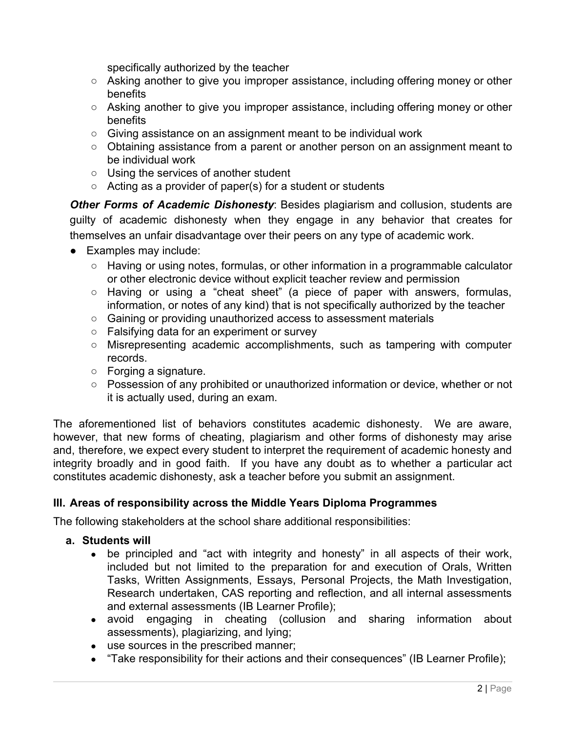specifically authorized by the teacher

- Asking another to give you improper assistance, including offering money or other benefits
- Asking another to give you improper assistance, including offering money or other benefits
- Giving assistance on an assignment meant to be individual work
- Obtaining assistance from a parent or another person on an assignment meant to be individual work
- Using the services of another student
- Acting as a provider of paper(s) for a student or students

***Other Forms of Academic Dishonesty***: Besides plagiarism and collusion, students are guilty of academic dishonesty when they engage in any behavior that creates for themselves an unfair disadvantage over their peers on any type of academic work.

- Examples may include:
  - Having or using notes, formulas, or other information in a programmable calculator or other electronic device without explicit teacher review and permission
  - Having or using a "cheat sheet" (a piece of paper with answers, formulas, information, or notes of any kind) that is not specifically authorized by the teacher
  - Gaining or providing unauthorized access to assessment materials
  - Falsifying data for an experiment or survey
  - Misrepresenting academic accomplishments, such as tampering with computer records.
  - Forging a signature.
  - Possession of any prohibited or unauthorized information or device, whether or not it is actually used, during an exam.

The aforementioned list of behaviors constitutes academic dishonesty. We are aware, however, that new forms of cheating, plagiarism and other forms of dishonesty may arise and, therefore, we expect every student to interpret the requirement of academic honesty and integrity broadly and in good faith. If you have any doubt as to whether a particular act constitutes academic dishonesty, ask a teacher before you submit an assignment.

### III. Areas of responsibility across the Middle Years Diploma Programmes

The following stakeholders at the school share additional responsibilities:

#### a. Students will

- be principled and "act with integrity and honesty" in all aspects of their work, included but not limited to the preparation for and execution of Orals, Written Tasks, Written Assignments, Essays, Personal Projects, the Math Investigation, Research undertaken, CAS reporting and reflection, and all internal assessments and external assessments (IB Learner Profile);
- avoid engaging in cheating (collusion and sharing information about assessments), plagiarizing, and lying;
- use sources in the prescribed manner;
- "Take responsibility for their actions and their consequences" (IB Learner Profile);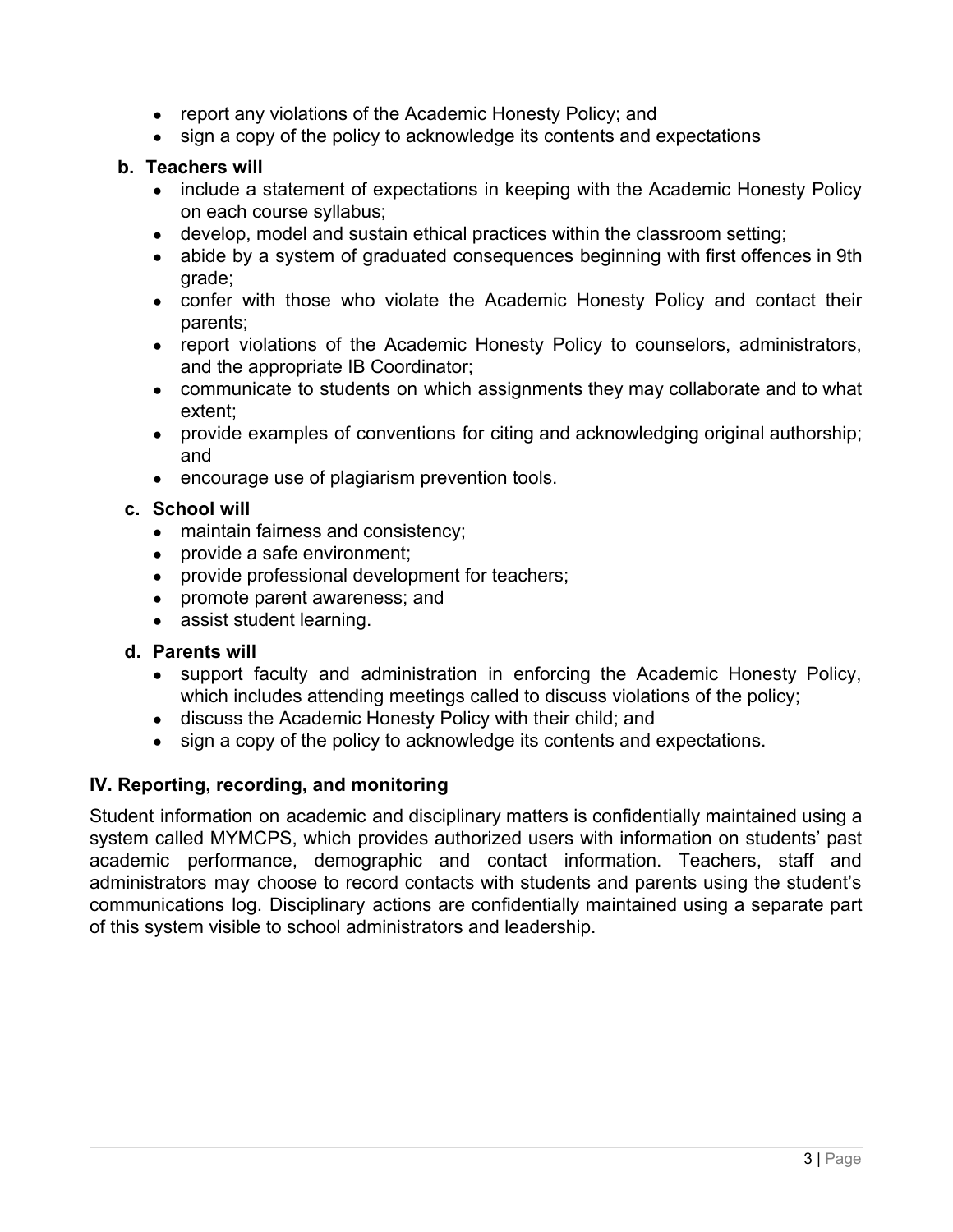- report any violations of the Academic Honesty Policy; and
- sign a copy of the policy to acknowledge its contents and expectations

**b. Teachers will**

- include a statement of expectations in keeping with the Academic Honesty Policy on each course syllabus;
- develop, model and sustain ethical practices within the classroom setting;
- abide by a system of graduated consequences beginning with first offences in 9th grade;
- confer with those who violate the Academic Honesty Policy and contact their parents;
- report violations of the Academic Honesty Policy to counselors, administrators, and the appropriate IB Coordinator;
- communicate to students on which assignments they may collaborate and to what extent;
- provide examples of conventions for citing and acknowledging original authorship; and
- encourage use of plagiarism prevention tools.

**c. School will**

- maintain fairness and consistency;
- provide a safe environment;
- provide professional development for teachers;
- promote parent awareness; and
- assist student learning.

**d. Parents will**

- support faculty and administration in enforcing the Academic Honesty Policy, which includes attending meetings called to discuss violations of the policy;
- discuss the Academic Honesty Policy with their child; and
- sign a copy of the policy to acknowledge its contents and expectations.

## IV. Reporting, recording, and monitoring

Student information on academic and disciplinary matters is confidentially maintained using a system called MYMCPS, which provides authorized users with information on students' past academic performance, demographic and contact information. Teachers, staff and administrators may choose to record contacts with students and parents using the student's communications log. Disciplinary actions are confidentially maintained using a separate part of this system visible to school administrators and leadership.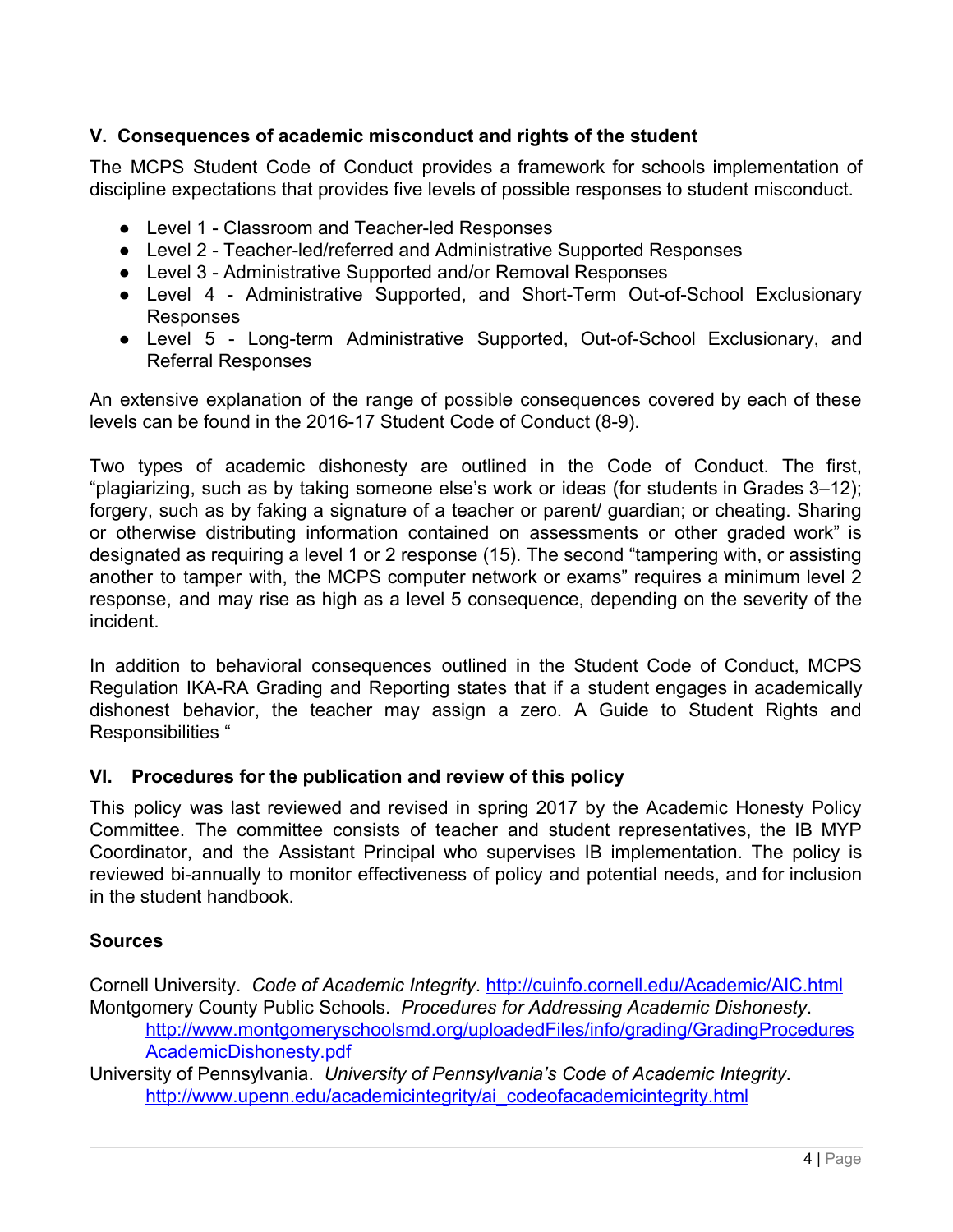## V. Consequences of academic misconduct and rights of the student

The MCPS Student Code of Conduct provides a framework for schools implementation of discipline expectations that provides five levels of possible responses to student misconduct.

- Level 1 - Classroom and Teacher-led Responses
- Level 2 - Teacher-led/referred and Administrative Supported Responses
- Level 3 - Administrative Supported and/or Removal Responses
- Level 4 - Administrative Supported, and Short-Term Out-of-School Exclusionary Responses
- Level 5 - Long-term Administrative Supported, Out-of-School Exclusionary, and Referral Responses

An extensive explanation of the range of possible consequences covered by each of these levels can be found in the 2016-17 Student Code of Conduct (8-9).

Two types of academic dishonesty are outlined in the Code of Conduct. The first, "plagiarizing, such as by taking someone else's work or ideas (for students in Grades 3–12); forgery, such as by faking a signature of a teacher or parent/ guardian; or cheating. Sharing or otherwise distributing information contained on assessments or other graded work" is designated as requiring a level 1 or 2 response (15). The second "tampering with, or assisting another to tamper with, the MCPS computer network or exams" requires a minimum level 2 response, and may rise as high as a level 5 consequence, depending on the severity of the incident.

In addition to behavioral consequences outlined in the Student Code of Conduct, MCPS Regulation IKA-RA Grading and Reporting states that if a student engages in academically dishonest behavior, the teacher may assign a zero. A Guide to Student Rights and Responsibilities "

## VI. Procedures for the publication and review of this policy

This policy was last reviewed and revised in spring 2017 by the Academic Honesty Policy Committee. The committee consists of teacher and student representatives, the IB MYP Coordinator, and the Assistant Principal who supervises IB implementation. The policy is reviewed bi-annually to monitor effectiveness of policy and potential needs, and for inclusion in the student handbook.

### Sources

Cornell University. *Code of Academic Integrity*. http://cuinfo.cornell.edu/Academic/AIC.html

Montgomery County Public Schools. *Procedures for Addressing Academic Dishonesty*. http://www.montgomeryschoolsmd.org/uploadedFiles/info/grading/GradingProceduresAcademicDishonesty.pdf

University of Pennsylvania. *University of Pennsylvania's Code of Academic Integrity*. http://www.upenn.edu/academicintegrity/ai_codeofacademicintegrity.html